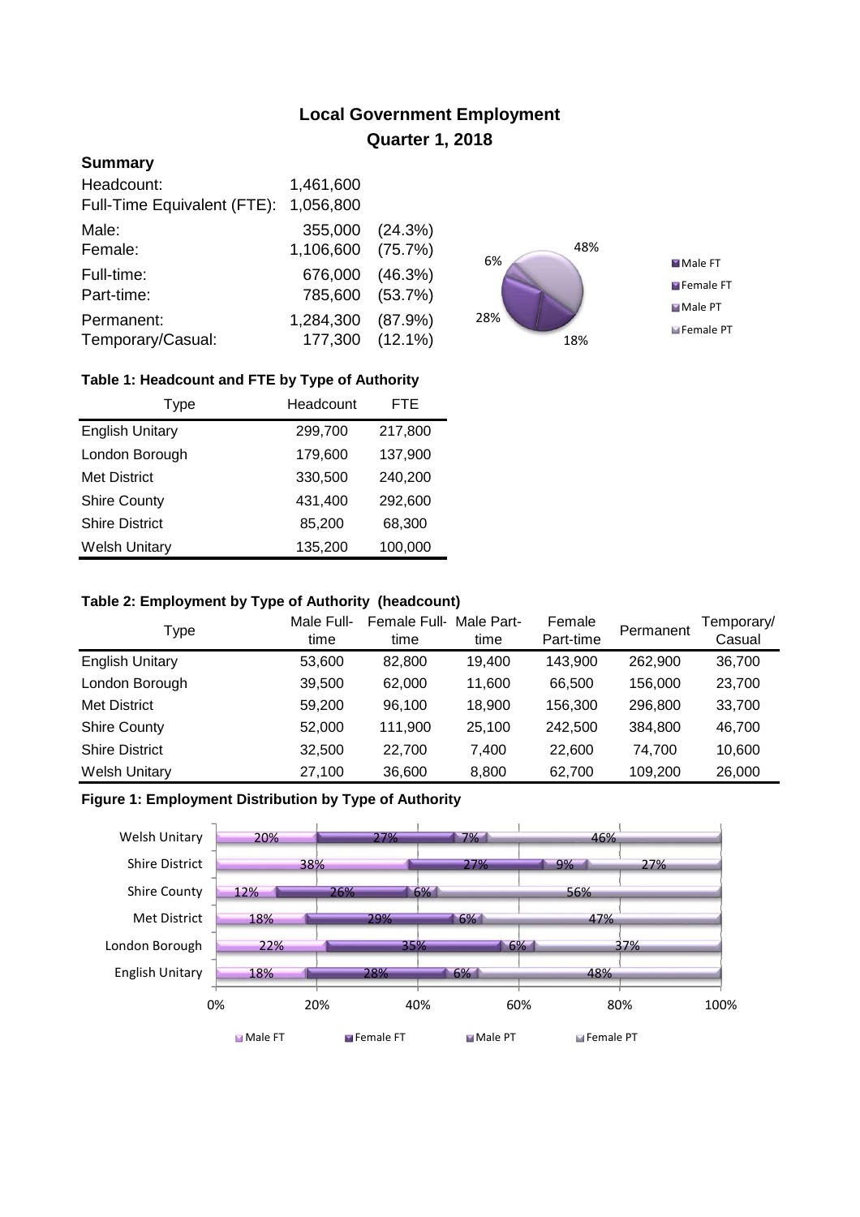# Local Government Employment

## Quarter 1, 2018

### Summary

| | | |
|---|---|---|
| Headcount: | 1,461,600 | |
| Full-Time Equivalent (FTE): | 1,056,800 | |
| Male: | 355,000 | (24.3%) |
| Female: | 1,106,600 | (75.7%) |
| Full-time: | 676,000 | (46.3%) |
| Part-time: | 785,600 | (53.7%) |
| Permanent: | 1,284,300 | (87.9%) |
| Temporary/Casual: | 177,300 | (12.1%) |

**Table 1: Headcount and FTE by Type of Authority**

| Type | Headcount | FTE |
|---|---|---|
| English Unitary | 299,700 | 217,800 |
| London Borough | 179,600 | 137,900 |
| Met District | 330,500 | 240,200 |
| Shire County | 431,400 | 292,600 |
| Shire District | 85,200 | 68,300 |
| Welsh Unitary | 135,200 | 100,000 |

**Table 2: Employment by Type of Authority (headcount)**

| Type | Male Full-time | Female Full-time | Male Part-time | Female Part-time | Permanent | Temporary/ Casual |
|---|---|---|---|---|---|---|
| English Unitary | 53,600 | 82,800 | 19,400 | 143,900 | 262,900 | 36,700 |
| London Borough | 39,500 | 62,000 | 11,600 | 66,500 | 156,000 | 23,700 |
| Met District | 59,200 | 96,100 | 18,900 | 156,300 | 296,800 | 33,700 |
| Shire County | 52,000 | 111,900 | 25,100 | 242,500 | 384,800 | 46,700 |
| Shire District | 32,500 | 22,700 | 7,400 | 22,600 | 74,700 | 10,600 |
| Welsh Unitary | 27,100 | 36,600 | 8,800 | 62,700 | 109,200 | 26,000 |

**Figure 1: Employment Distribution by Type of Authority**

| Type | Male FT | Female FT | Male PT | Female PT |
|---|---|---|---|---|
| Welsh Unitary | 20% | 27% | 7% | 46% |
| Shire District | 38% | 27% | 9% | 27% |
| Shire County | 12% | 26% | 6% | 56% |
| Met District | 18% | 29% | 6% | 47% |
| London Borough | 22% | 35% | 6% | 37% |
| English Unitary | 18% | 28% | 6% | 48% |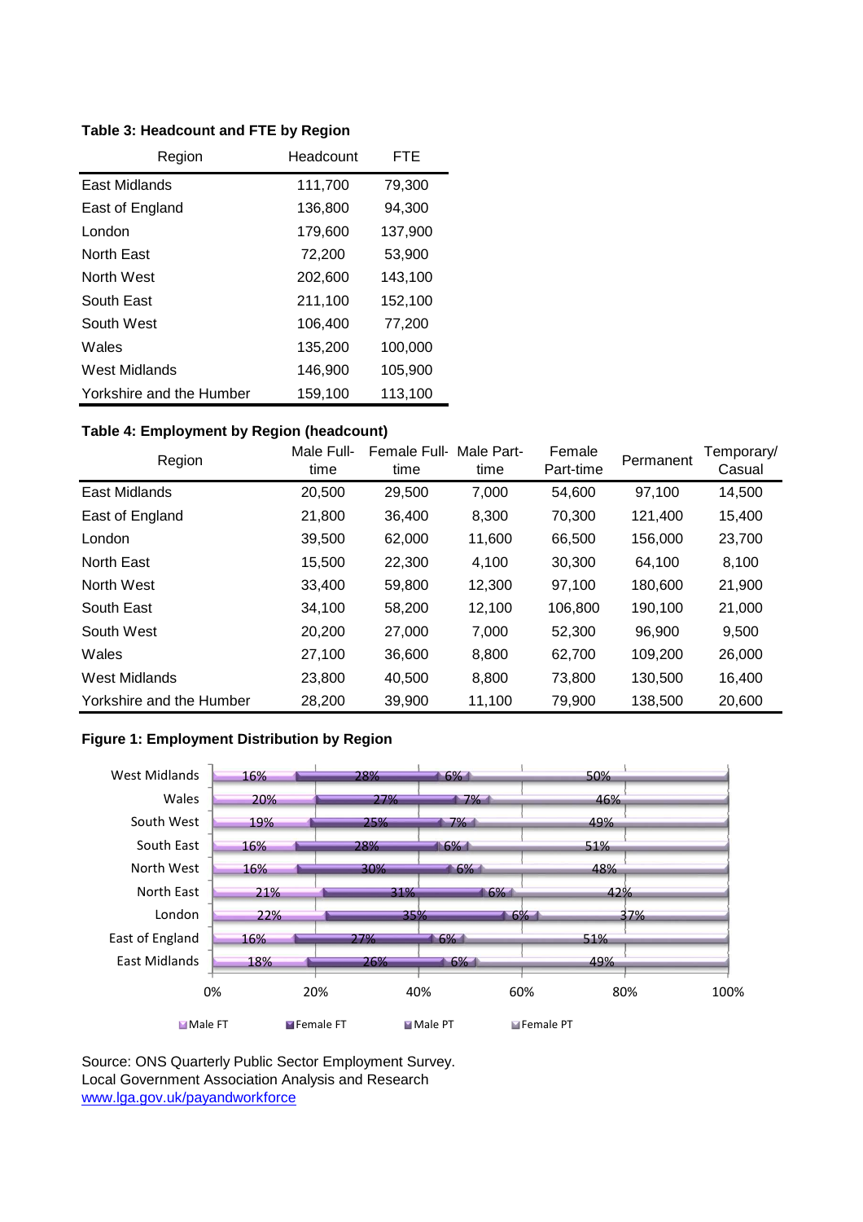**Table 3: Headcount and FTE by Region**

| Region | Headcount | FTE |
|---|---|---|
| East Midlands | 111,700 | 79,300 |
| East of England | 136,800 | 94,300 |
| London | 179,600 | 137,900 |
| North East | 72,200 | 53,900 |
| North West | 202,600 | 143,100 |
| South East | 211,100 | 152,100 |
| South West | 106,400 | 77,200 |
| Wales | 135,200 | 100,000 |
| West Midlands | 146,900 | 105,900 |
| Yorkshire and the Humber | 159,100 | 113,100 |

**Table 4: Employment by Region (headcount)**

| Region | Male Full-time | Female Full-time | Male Part-time | Female Part-time | Permanent | Temporary/ Casual |
|---|---|---|---|---|---|---|
| East Midlands | 20,500 | 29,500 | 7,000 | 54,600 | 97,100 | 14,500 |
| East of England | 21,800 | 36,400 | 8,300 | 70,300 | 121,400 | 15,400 |
| London | 39,500 | 62,000 | 11,600 | 66,500 | 156,000 | 23,700 |
| North East | 15,500 | 22,300 | 4,100 | 30,300 | 64,100 | 8,100 |
| North West | 33,400 | 59,800 | 12,300 | 97,100 | 180,600 | 21,900 |
| South East | 34,100 | 58,200 | 12,100 | 106,800 | 190,100 | 21,000 |
| South West | 20,200 | 27,000 | 7,000 | 52,300 | 96,900 | 9,500 |
| Wales | 27,100 | 36,600 | 8,800 | 62,700 | 109,200 | 26,000 |
| West Midlands | 23,800 | 40,500 | 8,800 | 73,800 | 130,500 | 16,400 |
| Yorkshire and the Humber | 28,200 | 39,900 | 11,100 | 79,900 | 138,500 | 20,600 |

**Figure 1: Employment Distribution by Region**

West Midlands 16% 28% 6% 50%
Wales 20% 27% 7% 46%
South West 19% 25% 7% 49%
South East 16% 28% 6% 51%
North West 16% 30% 6% 48%
North East 21% 31% 6% 42%
London 22% 35% 6% 37%
East of England 16% 27% 6% 51%
East Midlands 18% 26% 6% 49%

0% 20% 40% 60% 80% 100%

Male FT Female FT Male PT Female PT

Source: ONS Quarterly Public Sector Employment Survey.
Local Government Association Analysis and Research
[www.lga.gov.uk/payandworkforce](www.lga.gov.uk/payandworkforce)